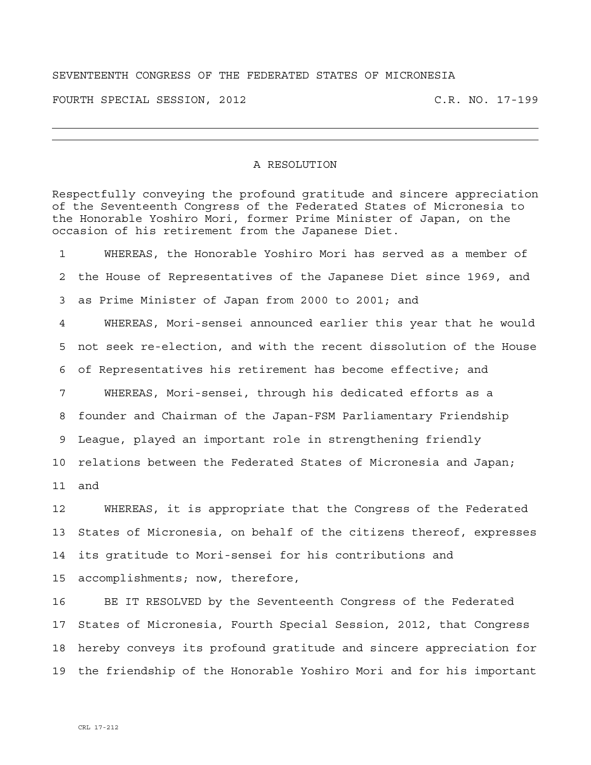SEVENTEENTH CONGRESS OF THE FEDERATED STATES OF MICRONESIA

FOURTH SPECIAL SESSION, 2012 C.R. NO. 17-199

---

# A RESOLUTION

Respectfully conveying the profound gratitude and sincere appreciation of the Seventeenth Congress of the Federated States of Micronesia to the Honorable Yoshiro Mori, former Prime Minister of Japan, on the occasion of his retirement from the Japanese Diet.

1 WHEREAS, the Honorable Yoshiro Mori has served as a member of
2 the House of Representatives of the Japanese Diet since 1969, and
3 as Prime Minister of Japan from 2000 to 2001; and
4 WHEREAS, Mori-sensei announced earlier this year that he would
5 not seek re-election, and with the recent dissolution of the House
6 of Representatives his retirement has become effective; and
7 WHEREAS, Mori-sensei, through his dedicated efforts as a
8 founder and Chairman of the Japan-FSM Parliamentary Friendship
9 League, played an important role in strengthening friendly
10 relations between the Federated States of Micronesia and Japan;
11 and
12 WHEREAS, it is appropriate that the Congress of the Federated
13 States of Micronesia, on behalf of the citizens thereof, expresses
14 its gratitude to Mori-sensei for his contributions and
15 accomplishments; now, therefore,
16 BE IT RESOLVED by the Seventeenth Congress of the Federated
17 States of Micronesia, Fourth Special Session, 2012, that Congress
18 hereby conveys its profound gratitude and sincere appreciation for
19 the friendship of the Honorable Yoshiro Mori and for his important

CRL 17-212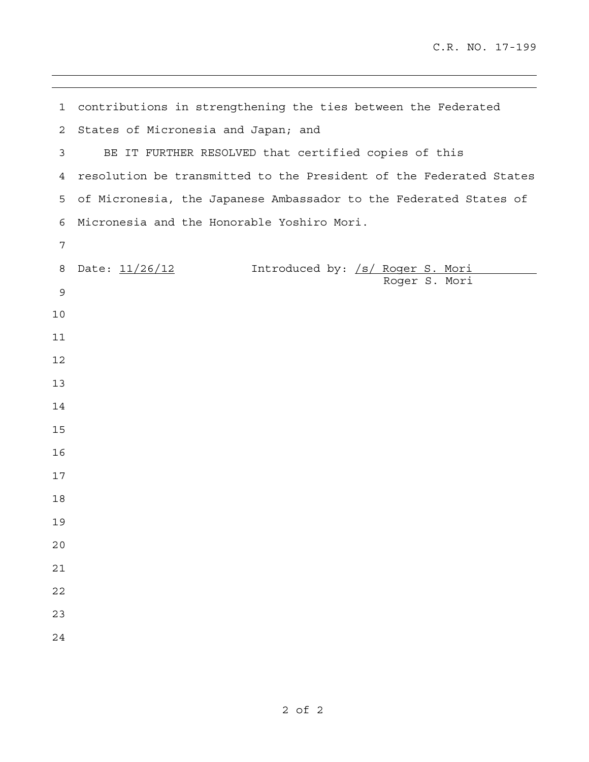contributions in strengthening the ties between the Federated States of Micronesia and Japan; and

BE IT FURTHER RESOLVED that certified copies of this resolution be transmitted to the President of the Federated States of Micronesia, the Japanese Ambassador to the Federated States of Micronesia and the Honorable Yoshiro Mori.

Date: 11/26/12 Introduced by: /s/ Roger S. Mori

Roger S. Mori